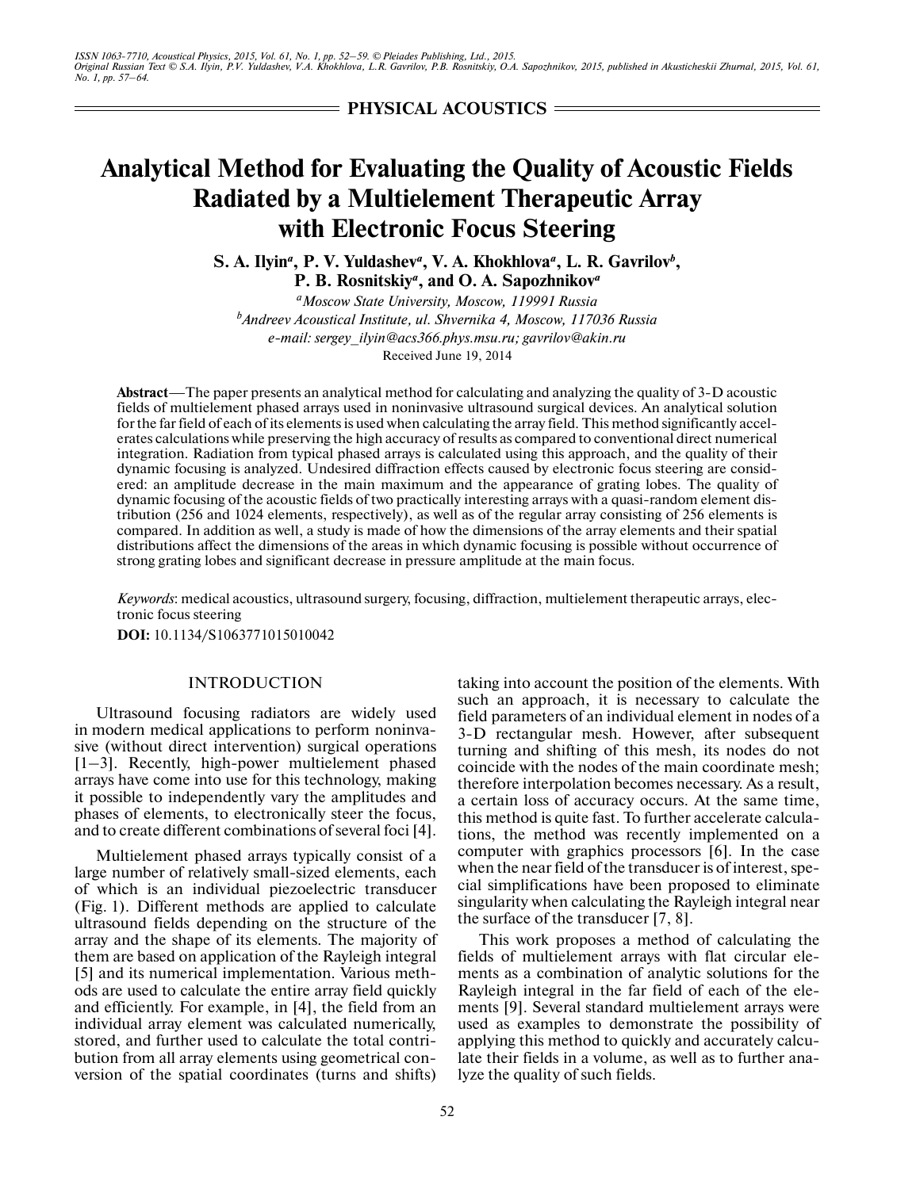PHYSICAL ACOUSTICS

# Analytical Method for Evaluating the Quality of Acoustic Fields Radiated by a Multielement Therapeutic Array with Electronic Focus Steering

**S. A. Ilyin[a], P. V. Yuldashev[a], V. A. Khokhlova[a], L. R. Gavrilov[b], P. B. Rosnitskiy[a], and O. A. Sapozhnikov[a]**

[a]*Moscow State University, Moscow, 119991 Russia*

[b]*Andreev Acoustical Institute, ul. Shvernika 4, Moscow, 117036 Russia*

*e-mail: sergey_ilyin@acs366.phys.msu.ru; gavrilov@akin.ru*

Received June 19, 2014

**Abstract**—The paper presents an analytical method for calculating and analyzing the quality of 3-D acoustic fields of multielement phased arrays used in noninvasive ultrasound surgical devices. An analytical solution for the far field of each of its elements is used when calculating the array field. This method significantly accelerates calculations while preserving the high accuracy of results as compared to conventional direct numerical integration. Radiation from typical phased arrays is calculated using this approach, and the quality of their dynamic focusing is analyzed. Undesired diffraction effects caused by electronic focus steering are considered: an amplitude decrease in the main maximum and the appearance of grating lobes. The quality of dynamic focusing of the acoustic fields of two practically interesting arrays with a quasi-random element distribution (256 and 1024 elements, respectively), as well as of the regular array consisting of 256 elements is compared. In addition as well, a study is made of how the dimensions of the array elements and their spatial distributions affect the dimensions of the areas in which dynamic focusing is possible without occurrence of strong grating lobes and significant decrease in pressure amplitude at the main focus.

*Keywords*: medical acoustics, ultrasound surgery, focusing, diffraction, multielement therapeutic arrays, electronic focus steering

**DOI:** 10.1134/S1063771015010042

## INTRODUCTION

Ultrasound focusing radiators are widely used in modern medical applications to perform noninvasive (without direct intervention) surgical operations [1–3]. Recently, high-power multielement phased arrays have come into use for this technology, making it possible to independently vary the amplitudes and phases of elements, to electronically steer the focus, and to create different combinations of several foci [4].

Multielement phased arrays typically consist of a large number of relatively small-sized elements, each of which is an individual piezoelectric transducer (Fig. 1). Different methods are applied to calculate ultrasound fields depending on the structure of the array and the shape of its elements. The majority of them are based on application of the Rayleigh integral [5] and its numerical implementation. Various methods are used to calculate the entire array field quickly and efficiently. For example, in [4], the field from an individual array element was calculated numerically, stored, and further used to calculate the total contribution from all array elements using geometrical conversion of the spatial coordinates (turns and shifts) taking into account the position of the elements. With such an approach, it is necessary to calculate the field parameters of an individual element in nodes of a 3-D rectangular mesh. However, after subsequent turning and shifting of this mesh, its nodes do not coincide with the nodes of the main coordinate mesh; therefore interpolation becomes necessary. As a result, a certain loss of accuracy occurs. At the same time, this method is quite fast. To further accelerate calculations, the method was recently implemented on a computer with graphics processors [6]. In the case when the near field of the transducer is of interest, special simplifications have been proposed to eliminate singularity when calculating the Rayleigh integral near the surface of the transducer [7, 8].

This work proposes a method of calculating the fields of multielement arrays with flat circular elements as a combination of analytic solutions for the Rayleigh integral in the far field of each of the elements [9]. Several standard multielement arrays were used as examples to demonstrate the possibility of applying this method to quickly and accurately calculate their fields in a volume, as well as to further analyze the quality of such fields.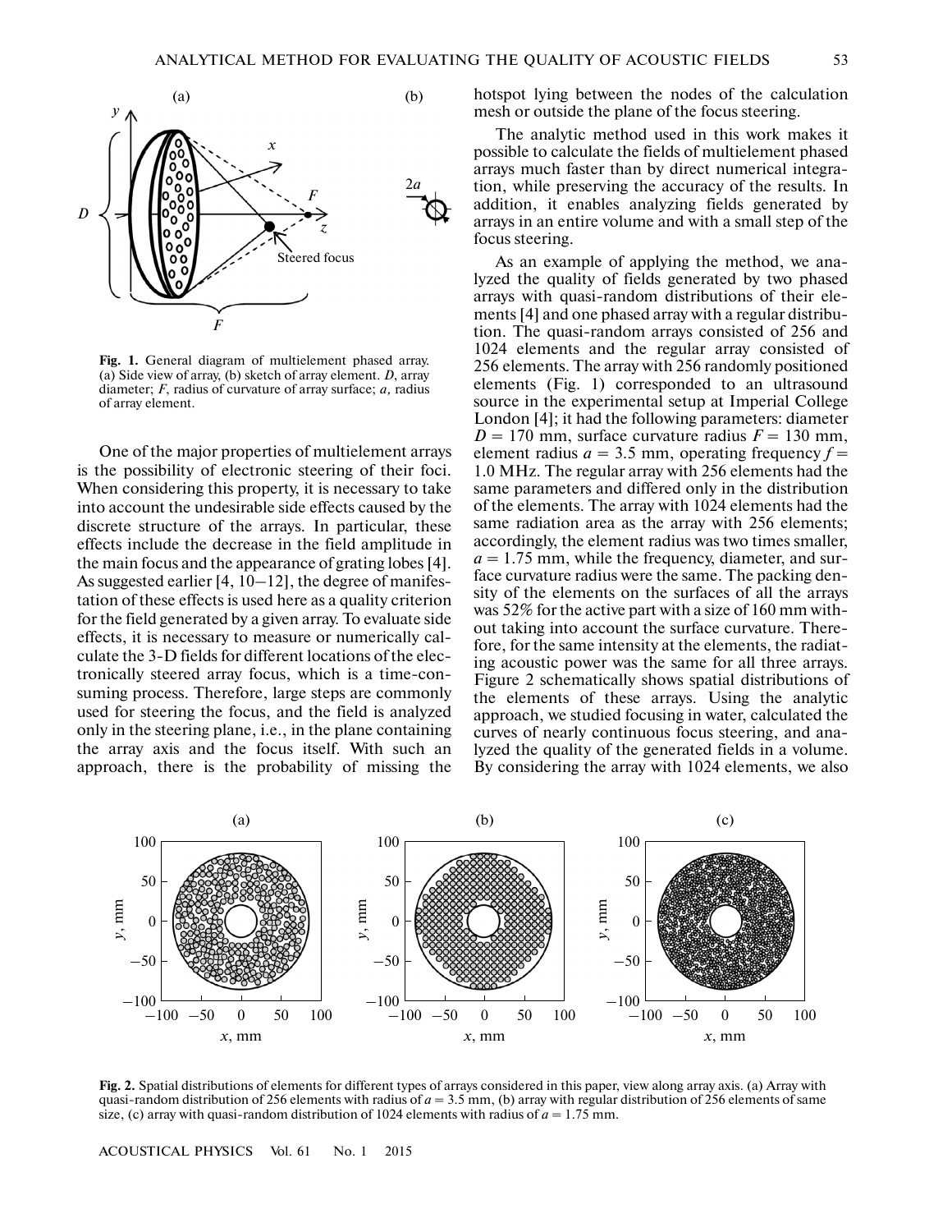Fig. 1. General diagram of multielement phased array. (a) Side view of array, (b) sketch of array element. $D$, array diameter; $F$, radius of curvature of array surface; $a$, radius of array element.

One of the major properties of multielement arrays is the possibility of electronic steering of their foci. When considering this property, it is necessary to take into account the undesirable side effects caused by the discrete structure of the arrays. In particular, these effects include the decrease in the field amplitude in the main focus and the appearance of grating lobes [4]. As suggested earlier [4, 10–12], the degree of manifestation of these effects is used here as a quality criterion for the field generated by a given array. To evaluate side effects, it is necessary to measure or numerically calculate the 3-D fields for different locations of the electronically steered array focus, which is a time-consuming process. Therefore, large steps are commonly used for steering the focus, and the field is analyzed only in the steering plane, i.e., in the plane containing the array axis and the focus itself. With such an approach, there is the probability of missing the hotspot lying between the nodes of the calculation mesh or outside the plane of the focus steering.

The analytic method used in this work makes it possible to calculate the fields of multielement phased arrays much faster than by direct numerical integration, while preserving the accuracy of the results. In addition, it enables analyzing fields generated by arrays in an entire volume and with a small step of the focus steering.

As an example of applying the method, we analyzed the quality of fields generated by two phased arrays with quasi-random distributions of their elements [4] and one phased array with a regular distribution. The quasi-random arrays consisted of 256 and 1024 elements and the regular array consisting of 256 elements. The array with 256 randomly positioned elements (Fig. 1) corresponded to an ultrasound source in the experimental setup at Imperial College London [4]; it had the following parameters: diameter $D = 170$ mm, surface curvature radius $F = 130$ mm, element radius $a = 3.5$ mm, operating frequency $f = 1.0$ MHz. The regular array with 256 elements had the same parameters and differed only in the distribution of the elements. The array with 1024 elements had the same radiation area as the array with 256 elements; accordingly, the element radius was two times smaller, $a = 1.75$ mm, while the frequency, diameter, and surface curvature radius were the same. The packing density of the elements on the surfaces of all the arrays was 52% for the active part with a size of 160 mm without taking into account the surface curvature. Therefore, for the same intensity at the elements, the radiating acoustic power was the same for all three arrays. Figure 2 schematically shows spatial distributions of the elements of these arrays. Using the analytic approach, we studied focusing in water, calculated the curves of nearly continuous focus steering, and analyzed the quality of the generated fields in a volume. By considering the array with 1024 elements, we also

Fig. 2. Spatial distributions of elements for different types of arrays considered in this paper, view along array axis. (a) Array with quasi-random distribution of 256 elements with radius of $a = 3.5$ mm, (b) array with regular distribution of 256 elements of same size, (c) array with quasi-random distribution of 1024 elements with radius of $a = 1.75$ mm.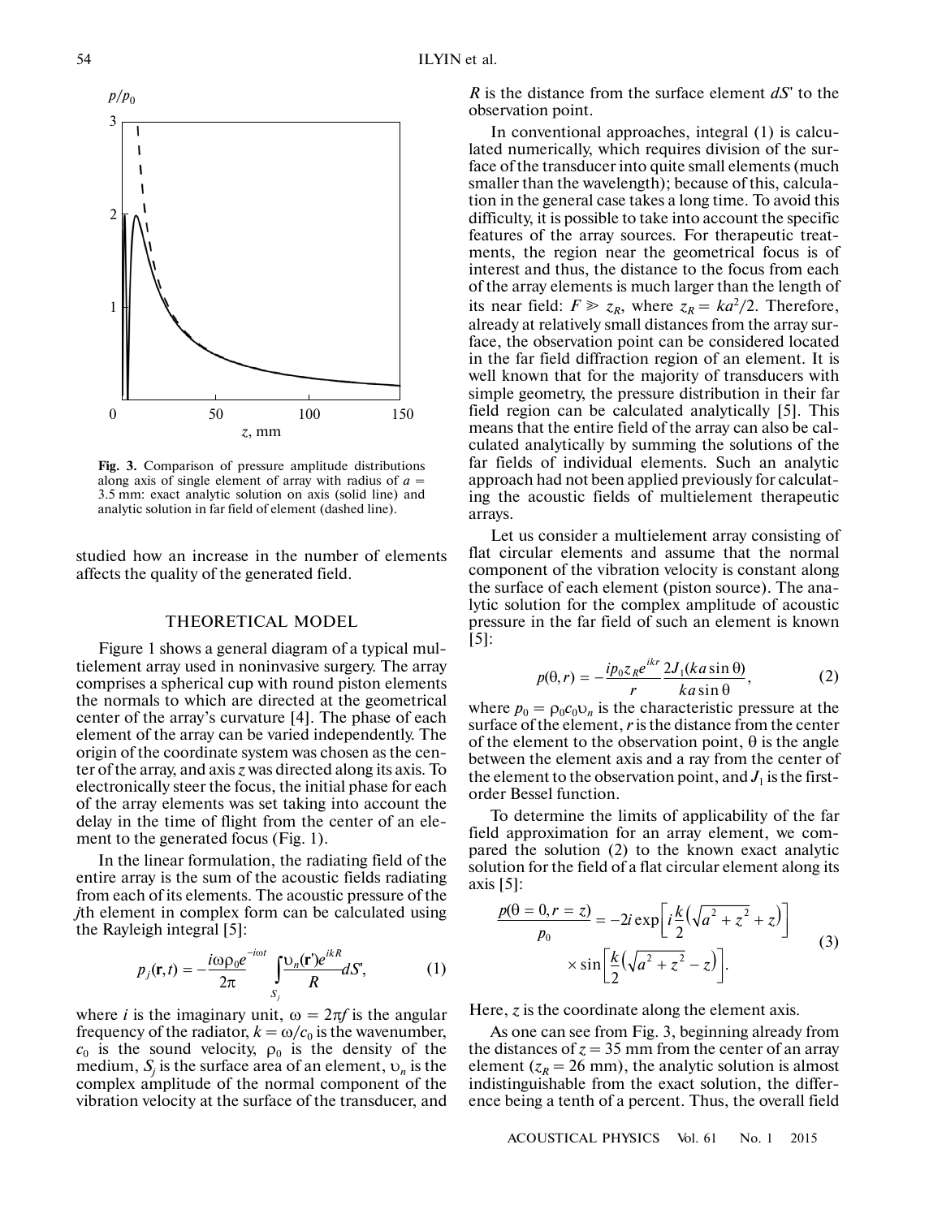Fig. 3. Comparison of pressure amplitude distributions along axis of single element of array with radius of $a$ = 3.5 mm: exact analytic solution on axis (solid line) and analytic solution in far field of element (dashed line).

studied how an increase in the number of elements affects the quality of the generated field.

## THEORETICAL MODEL

Figure 1 shows a general diagram of a typical multielement array used in noninvasive surgery. The array comprises a spherical cup with round piston elements the normals to which are directed at the geometrical center of the array's curvature [4]. The phase of each element of the array can be varied independently. The origin of the coordinate system was chosen as the center of the array, and axis $z$ was directed along its axis. To electronically steer the focus, the initial phase for each of the array elements was set taking into account the delay in the time of flight from the center of an element to the generated focus (Fig. 1).

In the linear formulation, the radiating field of the entire array is the sum of the acoustic fields radiating from each of its elements. The acoustic pressure of the $j$th element in complex form can be calculated using the Rayleigh integral [5]:

$$p_j(\mathbf{r}, t) = -\frac{i\omega\rho_0 e^{-i\omega t}}{2\pi}\int_{S_j}\frac{\upsilon_n(\mathbf{r}')e^{ikR}}{R}dS', \qquad (1)$$

where $i$ is the imaginary unit, $\omega = 2\pi f$ is the angular frequency of the radiator, $k = \omega/c_0$ is the wavenumber, $c_0$ is the sound velocity, $\rho_0$ is the density of the medium, $S_j$ is the surface area of an element, $\upsilon_n$ is the complex amplitude of the normal component of the vibration velocity at the surface of the transducer, and $R$ is the distance from the surface element $dS'$ to the observation point.

In conventional approaches, integral (1) is calculated numerically, which requires division of the surface of the transducer into quite small elements (much smaller than the wavelength); because of this, calculation in the general case takes a long time. To avoid this difficulty, it is possible to take into account the specific features of the array sources. For therapeutic treatments, the region near the geometrical focus is of interest and thus, the distance to the focus from each of the array elements is much larger than the length of its near field: $F \gg z_R$, where $z_R = ka^2/2$. Therefore, already at relatively small distances from the array surface, the observation point can be considered located in the far field diffraction region of an element. It is well known that for the majority of transducers with simple geometry, the pressure distribution in their far field region can be calculated analytically [5]. This means that the entire field of the array can also be calculated analytically by summing the solutions of the far fields of individual elements. Such an analytic approach had not been applied previously for calculating the acoustic fields of multielement therapeutic arrays.

Let us consider a multielement array consisting of flat circular elements and assume that the normal component of the vibration velocity is constant along the surface of each element (piston source). The analytic solution for the complex amplitude of acoustic pressure in the far field of such an element is known [5]:

$$p(\theta, r) = -\frac{ip_0 z_R e^{ikr}}{r}\frac{2J_1(ka\sin\theta)}{ka\sin\theta}, \qquad (2)$$

where $p_0 = \rho_0 c_0 \upsilon_n$ is the characteristic pressure at the surface of the element, $r$ is the distance from the center of the element to the observation point, $\theta$ is the angle between the element axis and a ray from the center of the element to the observation point, and $J_1$ is the first-order Bessel function.

To determine the limits of applicability of the far field approximation for an array element, we compared the solution (2) to the known exact analytic solution for the field of a flat circular element along its axis [5]:

$$\frac{p(\theta = 0, r = z)}{p_0} = -2i\exp\left[i\frac{k}{2}\left(\sqrt{a^2 + z^2} + z\right)\right] \times \sin\left[\frac{k}{2}\left(\sqrt{a^2 + z^2} - z\right)\right]. \qquad (3)$$

Here, $z$ is the coordinate along the element axis.

As one can see from Fig. 3, beginning already from the distances of $z$ = 35 mm from the center of an array element ($z_R$ = 26 mm), the analytic solution is almost indistinguishable from the exact solution, the difference being a tenth of a percent. Thus, the overall field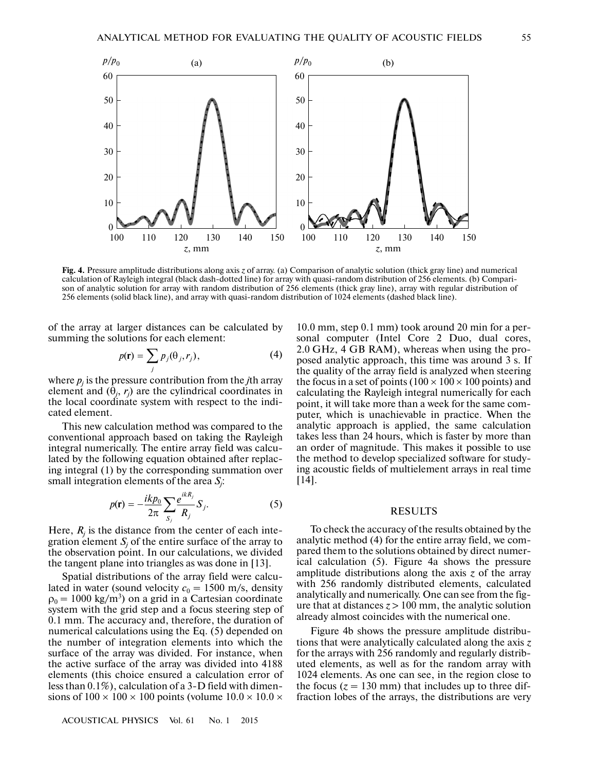**Fig. 4.** Pressure amplitude distributions along axis $z$ of array. (a) Comparison of analytic solution (thick gray line) and numerical calculation of Rayleigh integral (black dash-dotted line) for array with quasi-random distribution of 256 elements. (b) Comparison of analytic solution for array with random distribution of 256 elements (thick gray line), array with regular distribution of 256 elements (solid black line), and array with quasi-random distribution of 1024 elements (dashed black line).

of the array at larger distances can be calculated by summing the solutions for each element:

$$p(\mathbf{r}) = \sum_j p_j(\theta_j, r_j), \tag{4}$$

where $p_j$ is the pressure contribution from the $j$th array element and $(\theta_j, r_j)$ are the cylindrical coordinates in the local coordinate system with respect to the indicated element.

This new calculation method was compared to the conventional approach based on taking the Rayleigh integral numerically. The entire array field was calculated by the following equation obtained after replacing integral (1) by the corresponding summation over small integration elements of the area $S_j$:

$$p(\mathbf{r}) = -\frac{ikp_0}{2\pi}\sum_{S_j}\frac{e^{ikR_j}}{R_j}S_j. \tag{5}$$

Here, $R_j$ is the distance from the center of each integration element $S_j$ of the entire surface of the array to the observation point. In our calculations, we divided the tangent plane into triangles as was done in [13].

Spatial distributions of the array field were calculated in water (sound velocity $c_0 = 1500$ m/s, density $\rho_0 = 1000$ kg/m$^3$) on a grid in a Cartesian coordinate system with the grid step and a focus steering step of 0.1 mm. The accuracy and, therefore, the duration of numerical calculations using the Eq. (5) depended on the number of integration elements into which the surface of the array was divided. For instance, when the active surface of the array was divided into 4188 elements (this choice ensured a calculation error of less than 0.1%), calculation of a 3-D field with dimensions of $100 \times 100 \times 100$ points (volume $10.0 \times 10.0 \times 10.0$ mm, step 0.1 mm) took around 20 min for a personal computer (Intel Core 2 Duo, dual cores, 2.0 GHz, 4 GB RAM), whereas when using the proposed analytic approach, this time was around 3 s. If the quality of the array field is analyzed when steering the focus in a set of points ($100 \times 100 \times 100$ points) and calculating the Rayleigh integral numerically for each point, it will take more than a week for the same computer, which is unachievable in practice. When the analytic approach is applied, the same calculation takes less than 24 hours, which is faster by more than an order of magnitude. This makes it possible to use the method to develop specialized software for studying acoustic fields of multielement arrays in real time [14].

## RESULTS

To check the accuracy of the results obtained by the analytic method (4) for the entire array field, we compared them to the solutions obtained by direct numerical calculation (5). Figure 4a shows the pressure amplitude distributions along the axis $z$ of the array with 256 randomly distributed elements, calculated analytically and numerically. One can see from the figure that at distances $z > 100$ mm, the analytic solution already almost coincides with the numerical one.

Figure 4b shows the pressure amplitude distributions that were analytically calculated along the axis $z$ for the arrays with 256 randomly and regularly distributed elements, as well as for the random array with 1024 elements. As one can see, in the region close to the focus ($z = 130$ mm) that includes up to three diffraction lobes of the arrays, the distributions are very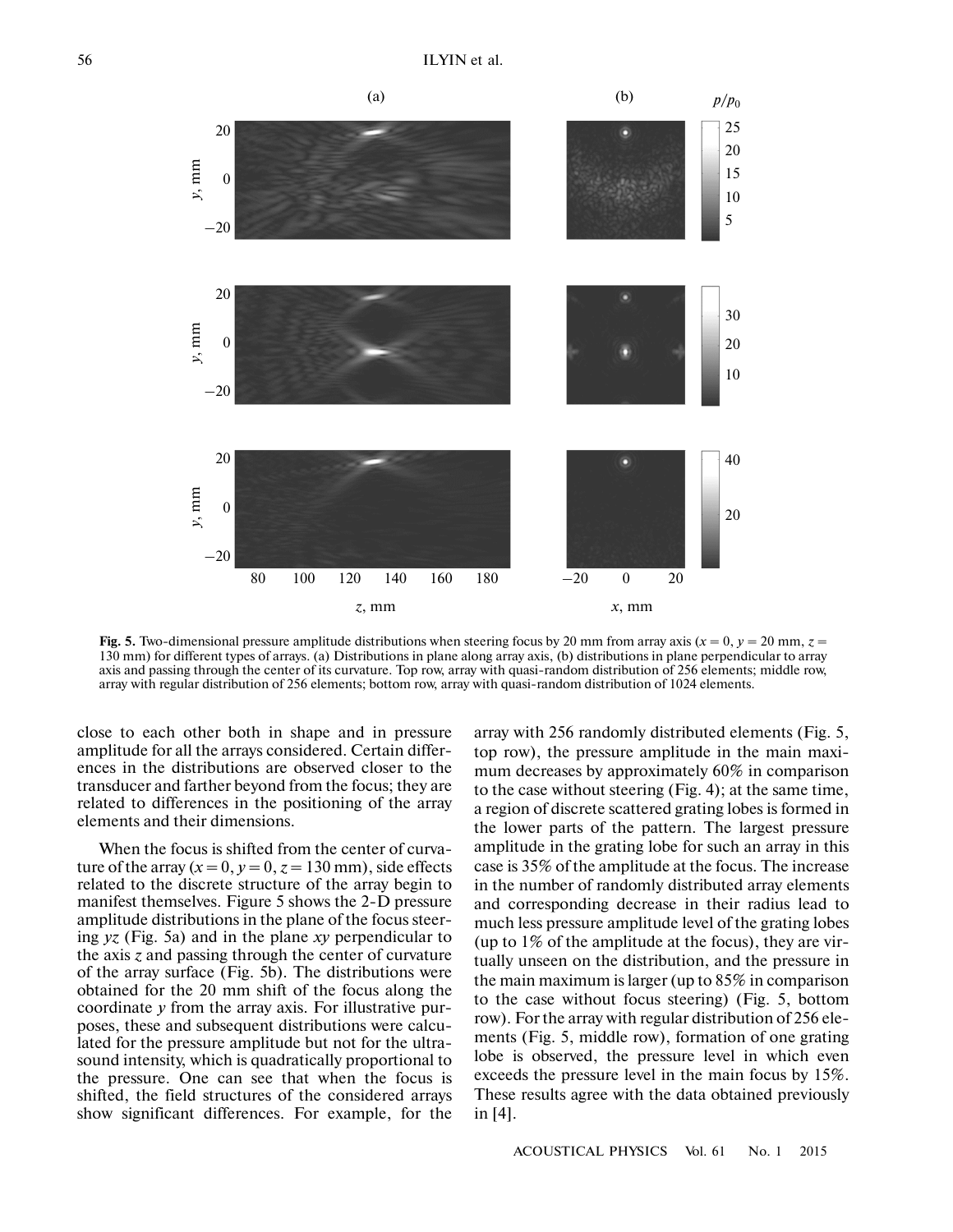**Fig. 5.** Two-dimensional pressure amplitude distributions when steering focus by 20 mm from array axis ($x = 0$, $y = 20$ mm, $z = 130$ mm) for different types of arrays. (a) Distributions in plane along array axis, (b) distributions in plane perpendicular to array axis and passing through the center of its curvature. Top row, array with quasi-random distribution of 256 elements; middle row, array with regular distribution of 256 elements; bottom row, array with quasi-random distribution of 1024 elements.

close to each other both in shape and in pressure amplitude for all the arrays considered. Certain differences in the distributions are observed closer to the transducer and farther beyond from the focus; they are related to differences in the positioning of the array elements and their dimensions.

When the focus is shifted from the center of curvature of the array ($x = 0$, $y = 0$, $z = 130$ mm), side effects related to the discrete structure of the array begin to manifest themselves. Figure 5 shows the 2-D pressure amplitude distributions in the plane of the focus steering $yz$ (Fig. 5a) and in the plane $xy$ perpendicular to the axis $z$ and passing through the center of curvature of the array surface (Fig. 5b). The distributions were obtained for the 20 mm shift of the focus along the coordinate $y$ from the array axis. For illustrative purposes, these and subsequent distributions were calculated for the pressure amplitude but not for the ultrasound intensity, which is quadratically proportional to the pressure. One can see that when the focus is shifted, the field structures of the considered arrays show significant differences. For example, for the array with 256 randomly distributed elements (Fig. 5, top row), the pressure amplitude in the main maximum decreases by approximately 60% in comparison to the case without steering (Fig. 4); at the same time, a region of discrete scattered grating lobes is formed in the lower parts of the pattern. The largest pressure amplitude in the grating lobe for such an array in this case is 35% of the amplitude at the focus. The increase in the number of randomly distributed array elements and corresponding decrease in their radius lead to much less pressure amplitude level of the grating lobes (up to 1% of the amplitude at the focus), they are virtually unseen on the distribution, and the pressure in the main maximum is larger (up to 85% in comparison to the case without focus steering) (Fig. 5, bottom row). For the array with regular distribution of 256 elements (Fig. 5, middle row), formation of one grating lobe is observed, the pressure level in which even exceeds the pressure level in the main focus by 15%. These results agree with the data obtained previously in [4].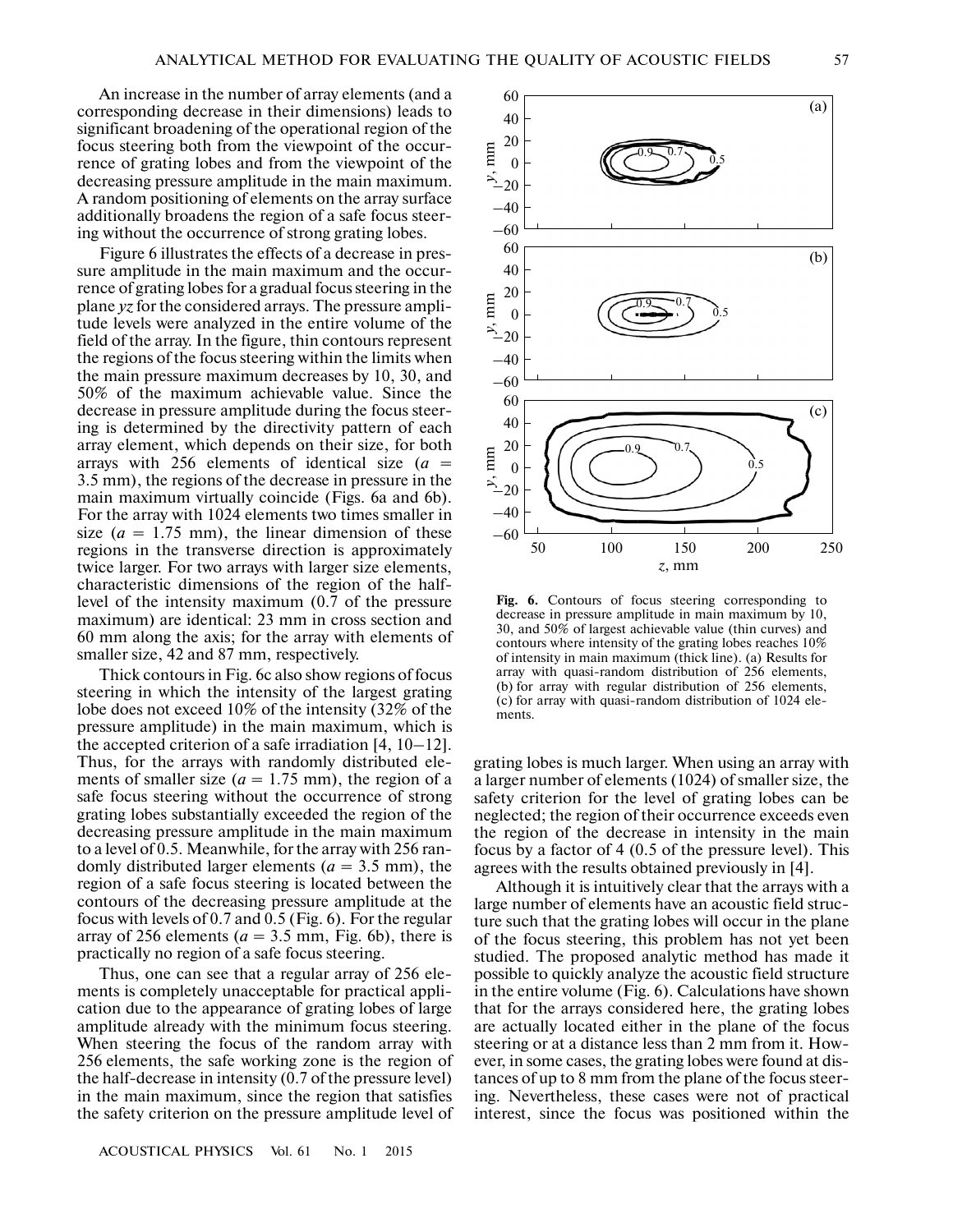An increase in the number of array elements (and a corresponding decrease in their dimensions) leads to significant broadening of the operational region of the focus steering both from the viewpoint of the occurrence of grating lobes and from the viewpoint of the decreasing pressure amplitude in the main maximum. A random positioning of elements on the array surface additionally broadens the region of a safe focus steering without the occurrence of strong grating lobes.

Figure 6 illustrates the effects of a decrease in pressure amplitude in the main maximum and the occurrence of grating lobes for a gradual focus steering in the plane *yz* for the considered arrays. The pressure amplitude levels were analyzed in the entire volume of the field of the array. In the figure, thin contours represent the regions of the focus steering within the limits when the main pressure maximum decreases by 10, 30, and 50% of the maximum achievable value. Since the decrease in pressure amplitude during the focus steering is determined by the directivity pattern of each array element, which depends on their size, for both arrays with 256 elements of identical size ($a$ = 3.5 mm), the regions of the decrease in pressure in the main maximum virtually coincide (Figs. 6a and 6b). For the array with 1024 elements two times smaller in size ($a$ = 1.75 mm), the linear dimension of these regions in the transverse direction is approximately twice larger. For two arrays with larger size elements, characteristic dimensions of the region of the half-level of the intensity maximum (0.7 of the pressure maximum) are identical: 23 mm in cross section and 60 mm along the axis; for the array with elements of smaller size, 42 and 87 mm, respectively.

Thick contours in Fig. 6c also show regions of focus steering in which the intensity of the largest grating lobe does not exceed 10% of the intensity (32% of the pressure amplitude) in the main maximum, which is the accepted criterion of a safe irradiation [4, 10–12]. Thus, for the arrays with randomly distributed elements of smaller size ($a$ = 1.75 mm), the region of a safe focus steering without the occurrence of strong grating lobes substantially exceeded the region of the decreasing pressure amplitude in the main maximum to a level of 0.5. Meanwhile, for the array with 256 randomly distributed larger elements ($a$ = 3.5 mm), the region of a safe focus steering is located between the contours of the decreasing pressure amplitude at the focus with levels of 0.7 and 0.5 (Fig. 6). For the regular array of 256 elements ($a$ = 3.5 mm, Fig. 6b), there is practically no region of a safe focus steering.

Thus, one can see that a regular array of 256 elements is completely unacceptable for practical application due to the appearance of grating lobes of large amplitude already with the minimum focus steering. When steering the focus of the random array with 256 elements, the safe working zone is the region of the half-decrease in intensity (0.7 of the pressure level) in the main maximum, since the region that satisfies the safety criterion on the pressure amplitude level of grating lobes is much larger. When using an array with a larger number of elements (1024) of smaller size, the safety criterion for the level of grating lobes can be neglected; the region of their occurrence exceeds even the region of the decrease in intensity in the main focus by a factor of 4 (0.5 of the pressure level). This agrees with the results obtained previously in [4].

**Fig. 6.** Contours of focus steering corresponding to decrease in pressure amplitude in main maximum by 10, 30, and 50% of largest achievable value (thin curves) and contours where intensity of the grating lobes reaches 10% of intensity in main maximum (thick line). (a) Results for array with quasi-random distribution of 256 elements, (b) for array with regular distribution of 256 elements, (c) for array with quasi-random distribution of 1024 elements.

Although it is intuitively clear that the arrays with a large number of elements have an acoustic field structure such that the grating lobes will occur in the plane of the focus steering, this problem has not yet been studied. The proposed analytic method has made it possible to quickly analyze the acoustic field structure in the entire volume (Fig. 6). Calculations have shown that for the arrays considered here, the grating lobes are actually located either in the plane of the focus steering or at a distance less than 2 mm from it. However, in some cases, the grating lobes were found at distances of up to 8 mm from the plane of the focus steering. Nevertheless, these cases were not of practical interest, since the focus was positioned within the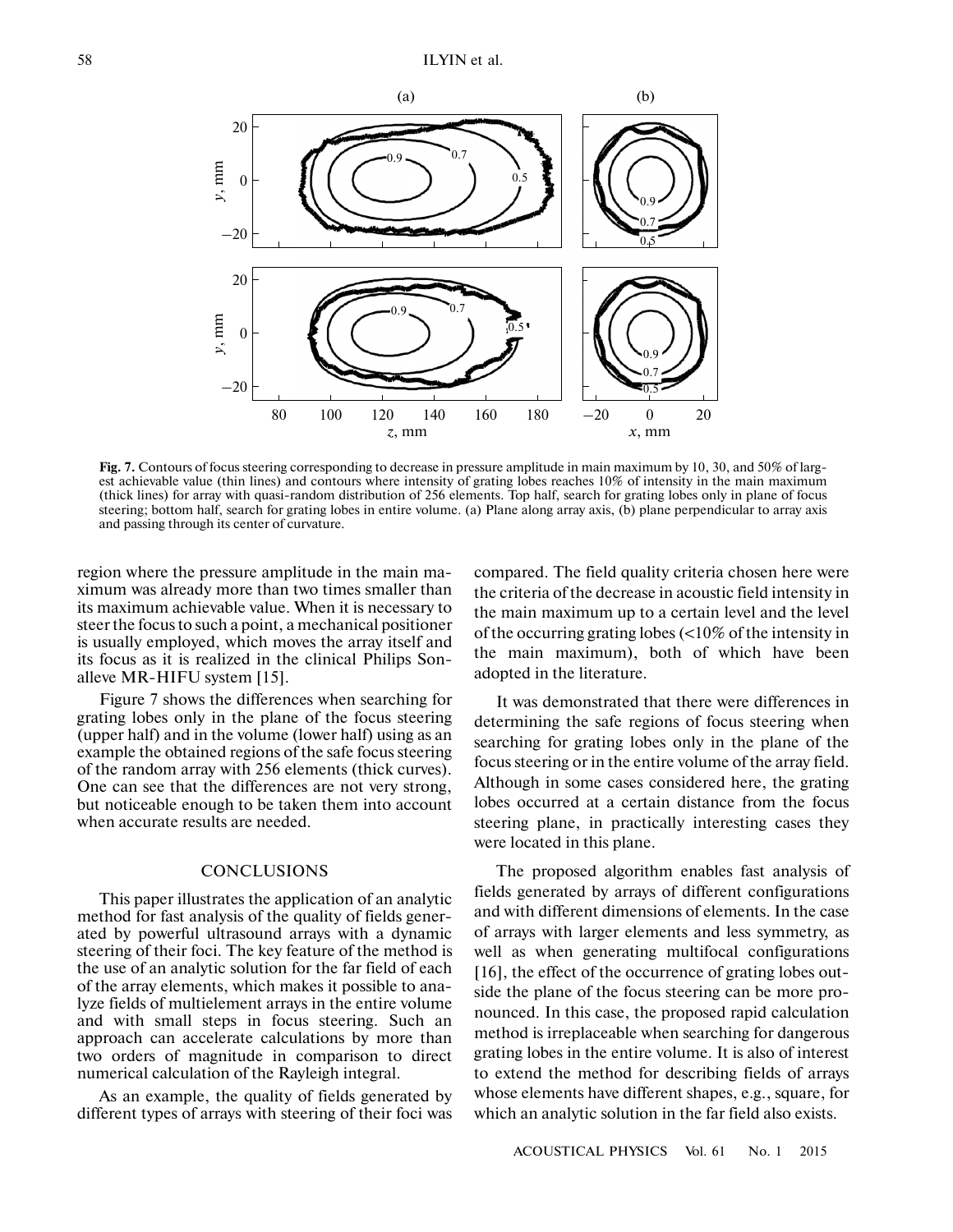Fig. 7. Contours of focus steering corresponding to decrease in pressure amplitude in main maximum by 10, 30, and 50% of largest achievable value (thin lines) and contours where intensity of grating lobes reaches 10% of intensity in the main maximum (thick lines) for array with quasi-random distribution of 256 elements. Top half, search for grating lobes only in plane of focus steering; bottom half, search for grating lobes in entire volume. (a) Plane along array axis, (b) plane perpendicular to array axis and passing through its center of curvature.

region where the pressure amplitude in the main maximum was already more than two times smaller than its maximum achievable value. When it is necessary to steer the focus to such a point, a mechanical positioner is usually employed, which moves the array itself and its focus as it is realized in the clinical Philips Sonalleve MR-HIFU system [15].

Figure 7 shows the differences when searching for grating lobes only in the plane of the focus steering (upper half) and in the volume (lower half) using as an example the obtained regions of the safe focus steering of the random array with 256 elements (thick curves). One can see that the differences are not very strong, but noticeable enough to be taken them into account when accurate results are needed.

## CONCLUSIONS

This paper illustrates the application of an analytic method for fast analysis of the quality of fields generated by powerful ultrasound arrays with a dynamic steering of their foci. The key feature of the method is the use of an analytic solution for the far field of each of the array elements, which makes it possible to analyze fields of multielement arrays in the entire volume and with small steps in focus steering. Such an approach can accelerate calculations by more than two orders of magnitude in comparison to direct numerical calculation of the Rayleigh integral.

As an example, the quality of fields generated by different types of arrays with steering of their foci was compared. The field quality criteria chosen here were the criteria of the decrease in acoustic field intensity in the main maximum up to a certain level and the level of the occurring grating lobes (<10% of the intensity in the main maximum), both of which have been adopted in the literature.

It was demonstrated that there were differences in determining the safe regions of focus steering when searching for grating lobes only in the plane of the focus steering or in the entire volume of the array field. Although in some cases considered here, the grating lobes occurred at a certain distance from the focus steering plane, in practically interesting cases they were located in this plane.

The proposed algorithm enables fast analysis of fields generated by arrays of different configurations and with different dimensions of elements. In the case of arrays with larger elements and less symmetry, as well as when generating multifocal configurations [16], the effect of the occurrence of grating lobes outside the plane of the focus steering can be more pronounced. In this case, the proposed rapid calculation method is irreplaceable when searching for dangerous grating lobes in the entire volume. It is also of interest to extend the method for describing fields of arrays whose elements have different shapes, e.g., square, for which an analytic solution in the far field also exists.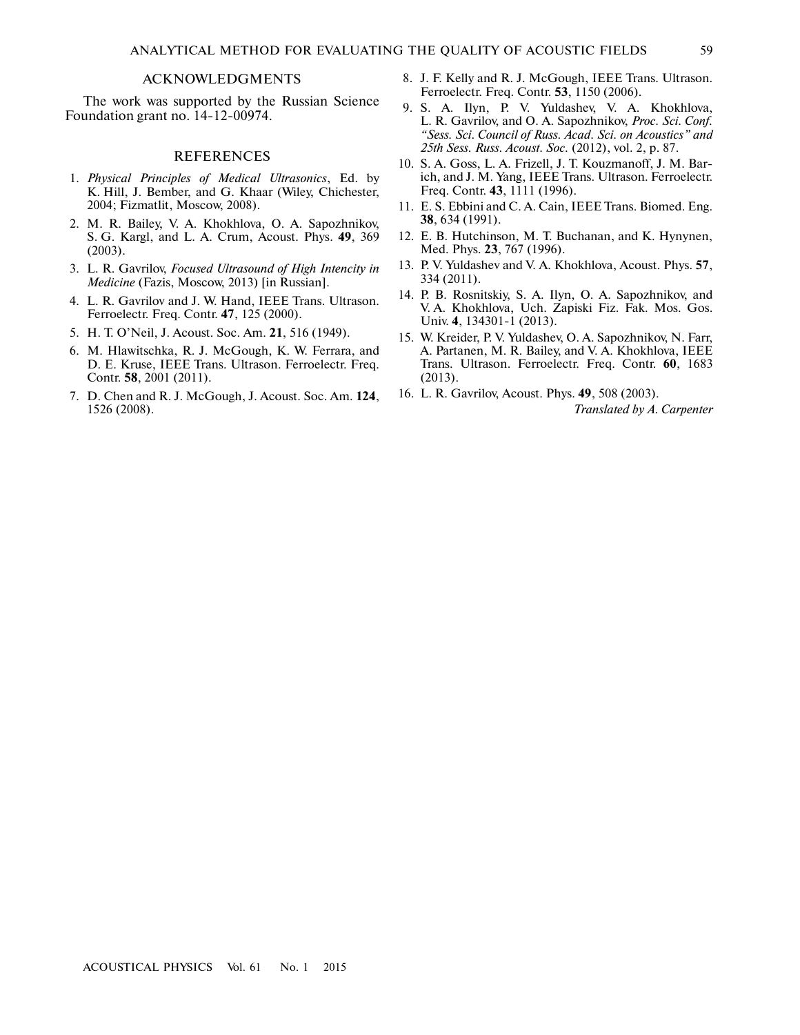## ACKNOWLEDGMENTS

The work was supported by the Russian Science Foundation grant no. 14-12-00974.

## REFERENCES

1. *Physical Principles of Medical Ultrasonics*, Ed. by K. Hill, J. Bember, and G. Khaar (Wiley, Chichester, 2004; Fizmatlit, Moscow, 2008).
2. M. R. Bailey, V. A. Khokhlova, O. A. Sapozhnikov, S. G. Kargl, and L. A. Crum, Acoust. Phys. **49**, 369 (2003).
3. L. R. Gavrilov, *Focused Ultrasound of High Intencity in Medicine* (Fazis, Moscow, 2013) [in Russian].
4. L. R. Gavrilov and J. W. Hand, IEEE Trans. Ultrason. Ferroelectr. Freq. Contr. **47**, 125 (2000).
5. H. T. O'Neil, J. Acoust. Soc. Am. **21**, 516 (1949).
6. M. Hlawitschka, R. J. McGough, K. W. Ferrara, and D. E. Kruse, IEEE Trans. Ultrason. Ferroelectr. Freq. Contr. **58**, 2001 (2011).
7. D. Chen and R. J. McGough, J. Acoust. Soc. Am. **124**, 1526 (2008).
8. J. F. Kelly and R. J. McGough, IEEE Trans. Ultrason. Ferroelectr. Freq. Contr. **53**, 1150 (2006).
9. S. A. Ilyn, P. V. Yuldashev, V. A. Khokhlova, L. R. Gavrilov, and O. A. Sapozhnikov, *Proc. Sci. Conf. "Sess. Sci. Council of Russ. Acad. Sci. on Acoustics" and 25th Sess. Russ. Acoust. Soc.* (2012), vol. 2, p. 87.
10. S. A. Goss, L. A. Frizell, J. T. Kouzmanoff, J. M. Barich, and J. M. Yang, IEEE Trans. Ultrason. Ferroelectr. Freq. Contr. **43**, 1111 (1996).
11. E. S. Ebbini and C. A. Cain, IEEE Trans. Biomed. Eng. **38**, 634 (1991).
12. E. B. Hutchinson, M. T. Buchanan, and K. Hynynen, Med. Phys. **23**, 767 (1996).
13. P. V. Yuldashev and V. A. Khokhlova, Acoust. Phys. **57**, 334 (2011).
14. P. B. Rosnitskiy, S. A. Ilyn, O. A. Sapozhnikov, and V. A. Khokhlova, Uch. Zapiski Fiz. Fak. Mos. Gos. Univ. **4**, 134301-1 (2013).
15. W. Kreider, P. V. Yuldashev, O. A. Sapozhnikov, N. Farr, A. Partanen, M. R. Bailey, and V. A. Khokhlova, IEEE Trans. Ultrason. Ferroelectr. Freq. Contr. **60**, 1683 (2013).
16. L. R. Gavrilov, Acoust. Phys. **49**, 508 (2003).

*Translated by A. Carpenter*